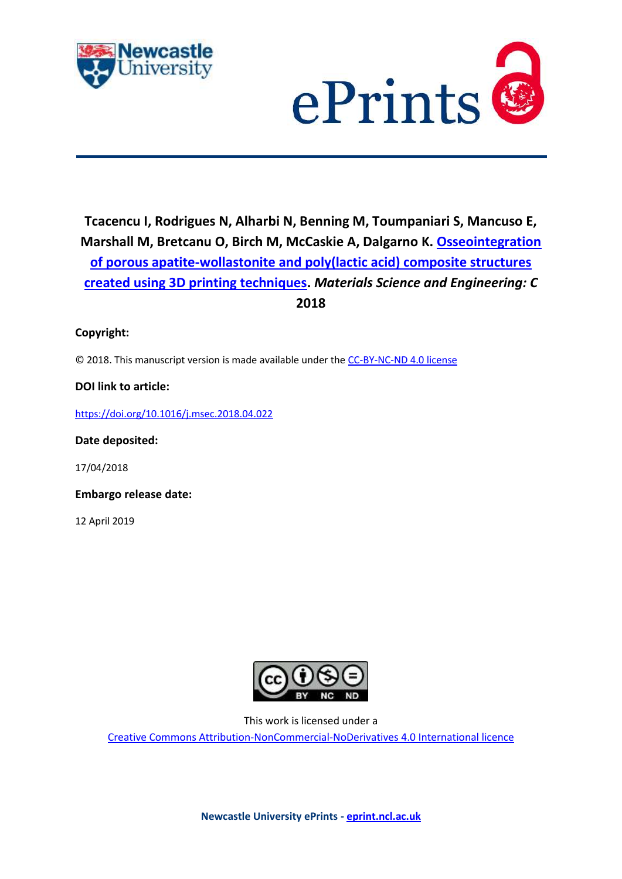Tcacencu I, Rodrigues N, Alharbi N, Benning M, Toumpaniari S, Mancuso E, Marshall M, Bretcanu O, Birch M, McCaskie A, Dalgarno K. [Osseointegration of porous apatite-wollastonite and poly(lactic acid) composite structures created using 3D printing techniques](https://doi.org/10.1016/j.msec.2018.04.022). ***Materials Science and Engineering: C*** **2018**

**Copyright:**

© 2018. This manuscript version is made available under the CC-BY-NC-ND 4.0 license

**DOI link to article:**

https://doi.org/10.1016/j.msec.2018.04.022

**Date deposited:**

17/04/2018

**Embargo release date:**

12 April 2019

This work is licensed under a
Creative Commons Attribution-NonCommercial-NoDerivatives 4.0 International licence

**Newcastle University ePrints - eprint.ncl.ac.uk**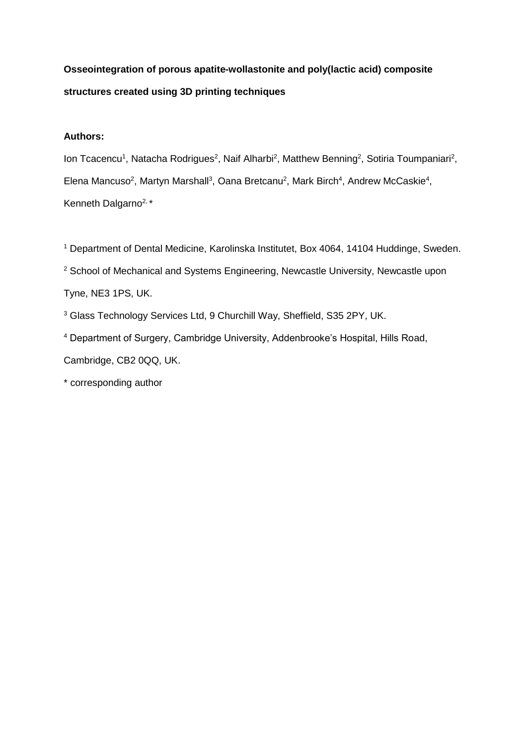**Osseointegration of porous apatite-wollastonite and poly(lactic acid) composite structures created using 3D printing techniques**

**Authors:**

Ion Tcacencu[1], Natacha Rodrigues[2], Naif Alharbi[2], Matthew Benning[2], Sotiria Toumpaniari[2], Elena Mancuso[2], Martyn Marshall[3], Oana Bretcanu[2], Mark Birch[4], Andrew McCaskie[4], Kenneth Dalgarno[2, *]

[1] Department of Dental Medicine, Karolinska Institutet, Box 4064, 14104 Huddinge, Sweden.

[2] School of Mechanical and Systems Engineering, Newcastle University, Newcastle upon Tyne, NE3 1PS, UK.

[3] Glass Technology Services Ltd, 9 Churchill Way, Sheffield, S35 2PY, UK.

[4] Department of Surgery, Cambridge University, Addenbrooke's Hospital, Hills Road, Cambridge, CB2 0QQ, UK.

\* corresponding author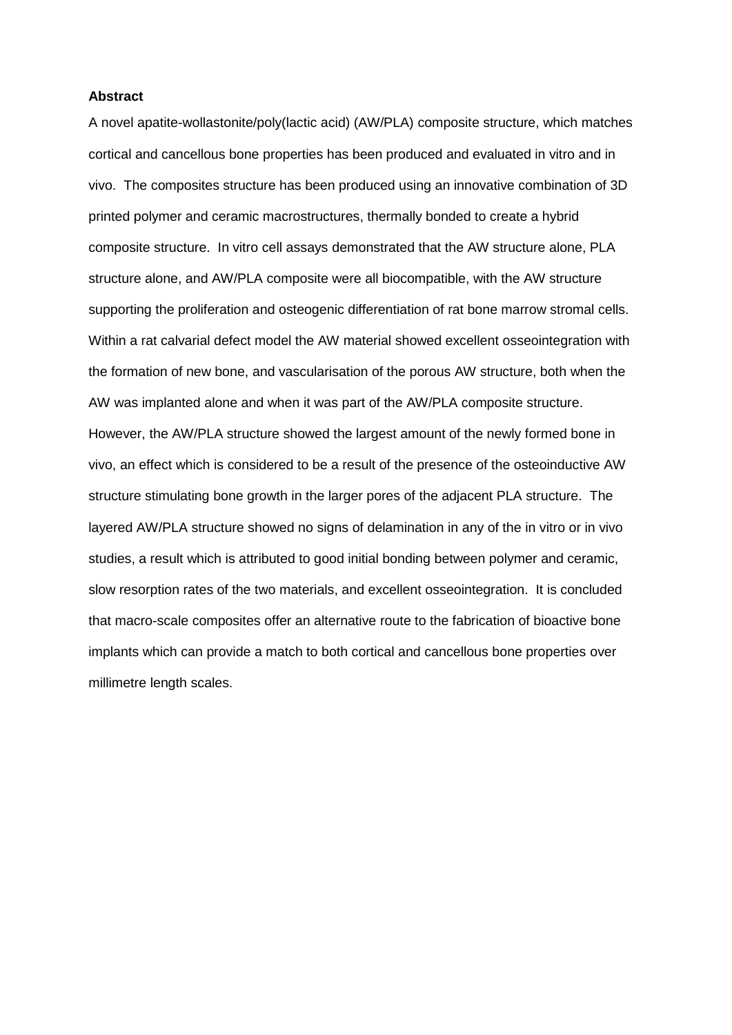**Abstract**

A novel apatite-wollastonite/poly(lactic acid) (AW/PLA) composite structure, which matches cortical and cancellous bone properties has been produced and evaluated in vitro and in vivo. The composites structure has been produced using an innovative combination of 3D printed polymer and ceramic macrostructures, thermally bonded to create a hybrid composite structure. In vitro cell assays demonstrated that the AW structure alone, PLA structure alone, and AW/PLA composite were all biocompatible, with the AW structure supporting the proliferation and osteogenic differentiation of rat bone marrow stromal cells. Within a rat calvarial defect model the AW material showed excellent osseointegration with the formation of new bone, and vascularisation of the porous AW structure, both when the AW was implanted alone and when it was part of the AW/PLA composite structure. However, the AW/PLA structure showed the largest amount of the newly formed bone in vivo, an effect which is considered to be a result of the presence of the osteoinductive AW structure stimulating bone growth in the larger pores of the adjacent PLA structure. The layered AW/PLA structure showed no signs of delamination in any of the in vitro or in vivo studies, a result which is attributed to good initial bonding between polymer and ceramic, slow resorption rates of the two materials, and excellent osseointegration. It is concluded that macro-scale composites offer an alternative route to the fabrication of bioactive bone implants which can provide a match to both cortical and cancellous bone properties over millimetre length scales.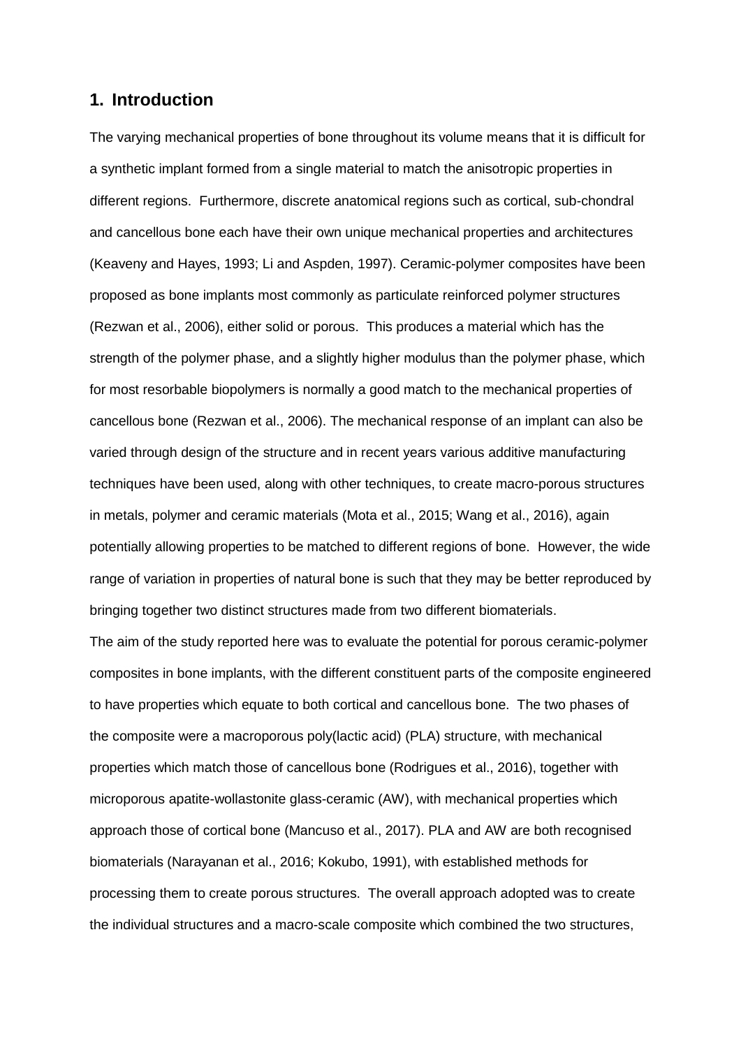## 1. Introduction

The varying mechanical properties of bone throughout its volume means that it is difficult for a synthetic implant formed from a single material to match the anisotropic properties in different regions. Furthermore, discrete anatomical regions such as cortical, sub-chondral and cancellous bone each have their own unique mechanical properties and architectures (Keaveny and Hayes, 1993; Li and Aspden, 1997). Ceramic-polymer composites have been proposed as bone implants most commonly as particulate reinforced polymer structures (Rezwan et al., 2006), either solid or porous. This produces a material which has the strength of the polymer phase, and a slightly higher modulus than the polymer phase, which for most resorbable biopolymers is normally a good match to the mechanical properties of cancellous bone (Rezwan et al., 2006). The mechanical response of an implant can also be varied through design of the structure and in recent years various additive manufacturing techniques have been used, along with other techniques, to create macro-porous structures in metals, polymer and ceramic materials (Mota et al., 2015; Wang et al., 2016), again potentially allowing properties to be matched to different regions of bone. However, the wide range of variation in properties of natural bone is such that they may be better reproduced by bringing together two distinct structures made from two different biomaterials.

The aim of the study reported here was to evaluate the potential for porous ceramic-polymer composites in bone implants, with the different constituent parts of the composite engineered to have properties which equate to both cortical and cancellous bone. The two phases of the composite were a macroporous poly(lactic acid) (PLA) structure, with mechanical properties which match those of cancellous bone (Rodrigues et al., 2016), together with microporous apatite-wollastonite glass-ceramic (AW), with mechanical properties which approach those of cortical bone (Mancuso et al., 2017). PLA and AW are both recognised biomaterials (Narayanan et al., 2016; Kokubo, 1991), with established methods for processing them to create porous structures. The overall approach adopted was to create the individual structures and a macro-scale composite which combined the two structures,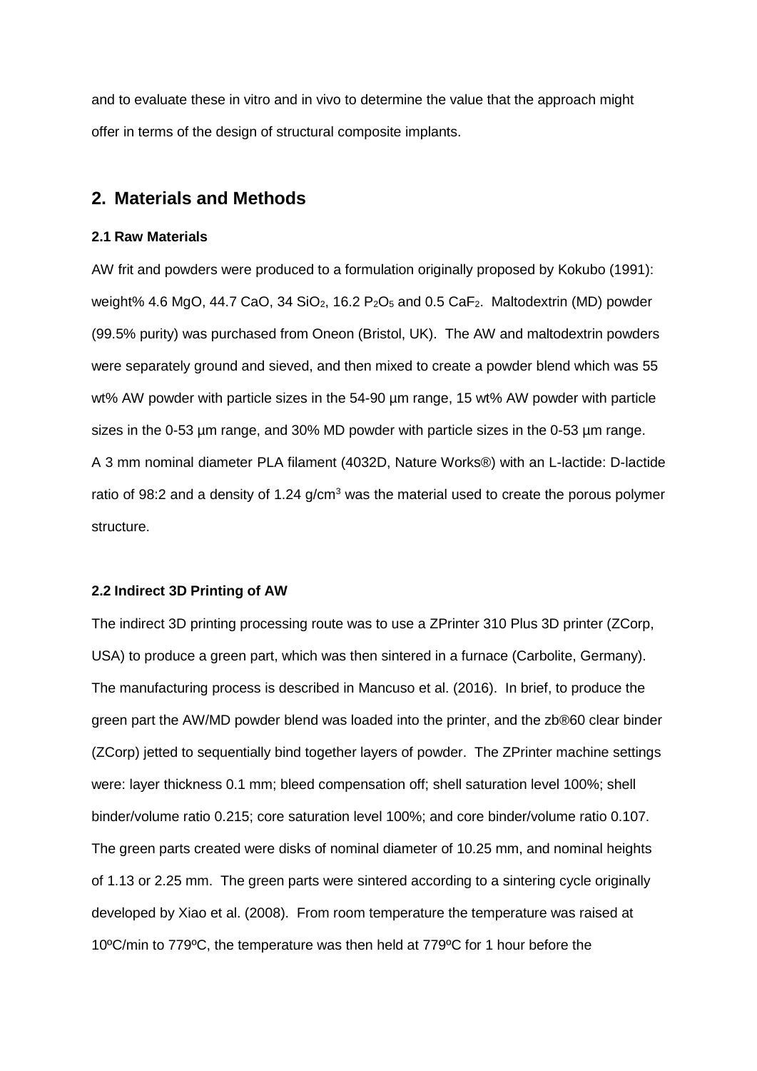and to evaluate these in vitro and in vivo to determine the value that the approach might offer in terms of the design of structural composite implants.

## 2. Materials and Methods

### 2.1 Raw Materials

AW frit and powders were produced to a formulation originally proposed by Kokubo (1991): weight% 4.6 MgO, 44.7 CaO, 34 $SiO_2$, 16.2 $P_2O_5$ and 0.5 $CaF_2$. Maltodextrin (MD) powder (99.5% purity) was purchased from Oneon (Bristol, UK). The AW and maltodextrin powders were separately ground and sieved, and then mixed to create a powder blend which was 55 wt% AW powder with particle sizes in the 54-90 µm range, 15 wt% AW powder with particle sizes in the 0-53 µm range, and 30% MD powder with particle sizes in the 0-53 µm range. A 3 mm nominal diameter PLA filament (4032D, Nature Works®) with an L-lactide: D-lactide ratio of 98:2 and a density of 1.24 g/cm$^3$ was the material used to create the porous polymer structure.

### 2.2 Indirect 3D Printing of AW

The indirect 3D printing processing route was to use a ZPrinter 310 Plus 3D printer (ZCorp, USA) to produce a green part, which was then sintered in a furnace (Carbolite, Germany). The manufacturing process is described in Mancuso et al. (2016). In brief, to produce the green part the AW/MD powder blend was loaded into the printer, and the zb®60 clear binder (ZCorp) jetted to sequentially bind together layers of powder. The ZPrinter machine settings were: layer thickness 0.1 mm; bleed compensation off; shell saturation level 100%; shell binder/volume ratio 0.215; core saturation level 100%; and core binder/volume ratio 0.107. The green parts created were disks of nominal diameter of 10.25 mm, and nominal heights of 1.13 or 2.25 mm. The green parts were sintered according to a sintering cycle originally developed by Xiao et al. (2008). From room temperature the temperature was raised at 10ºC/min to 779ºC, the temperature was then held at 779ºC for 1 hour before the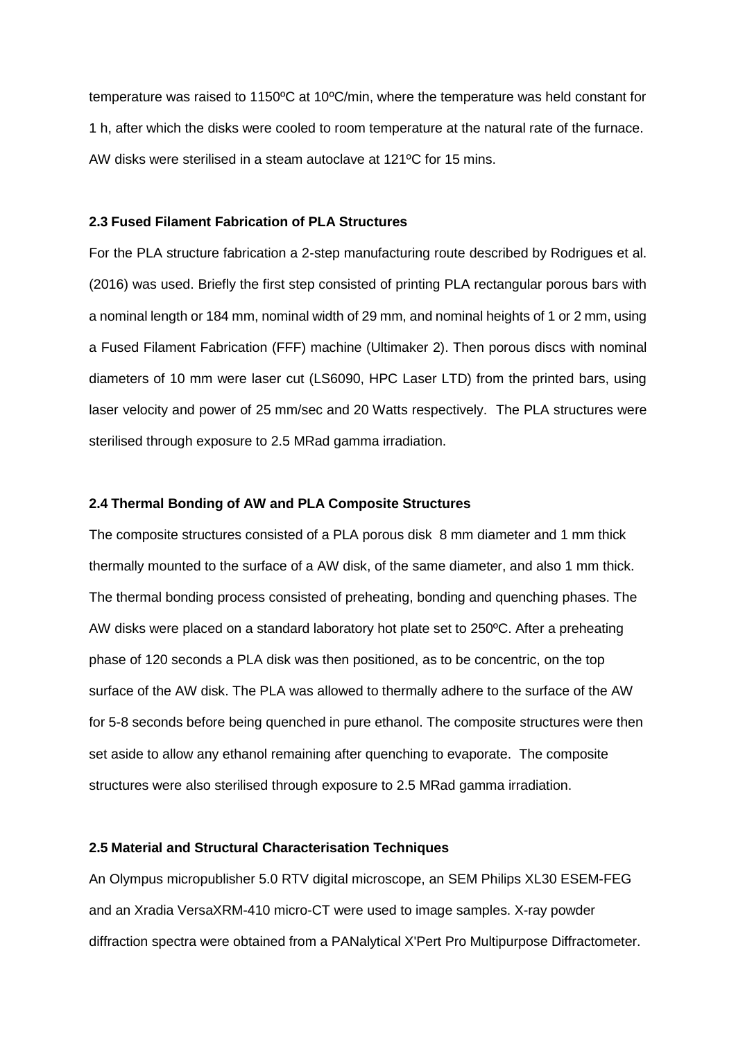temperature was raised to 1150ºC at 10ºC/min, where the temperature was held constant for 1 h, after which the disks were cooled to room temperature at the natural rate of the furnace. AW disks were sterilised in a steam autoclave at 121ºC for 15 mins.

**2.3 Fused Filament Fabrication of PLA Structures**

For the PLA structure fabrication a 2-step manufacturing route described by Rodrigues et al. (2016) was used. Briefly the first step consisted of printing PLA rectangular porous bars with a nominal length or 184 mm, nominal width of 29 mm, and nominal heights of 1 or 2 mm, using a Fused Filament Fabrication (FFF) machine (Ultimaker 2). Then porous discs with nominal diameters of 10 mm were laser cut (LS6090, HPC Laser LTD) from the printed bars, using laser velocity and power of 25 mm/sec and 20 Watts respectively. The PLA structures were sterilised through exposure to 2.5 MRad gamma irradiation.

**2.4 Thermal Bonding of AW and PLA Composite Structures**

The composite structures consisted of a PLA porous disk 8 mm diameter and 1 mm thick thermally mounted to the surface of a AW disk, of the same diameter, and also 1 mm thick. The thermal bonding process consisted of preheating, bonding and quenching phases. The AW disks were placed on a standard laboratory hot plate set to 250ºC. After a preheating phase of 120 seconds a PLA disk was then positioned, as to be concentric, on the top surface of the AW disk. The PLA was allowed to thermally adhere to the surface of the AW for 5-8 seconds before being quenched in pure ethanol. The composite structures were then set aside to allow any ethanol remaining after quenching to evaporate. The composite structures were also sterilised through exposure to 2.5 MRad gamma irradiation.

**2.5 Material and Structural Characterisation Techniques**

An Olympus micropublisher 5.0 RTV digital microscope, an SEM Philips XL30 ESEM-FEG and an Xradia VersaXRM-410 micro-CT were used to image samples. X-ray powder diffraction spectra were obtained from a PANalytical X'Pert Pro Multipurpose Diffractometer.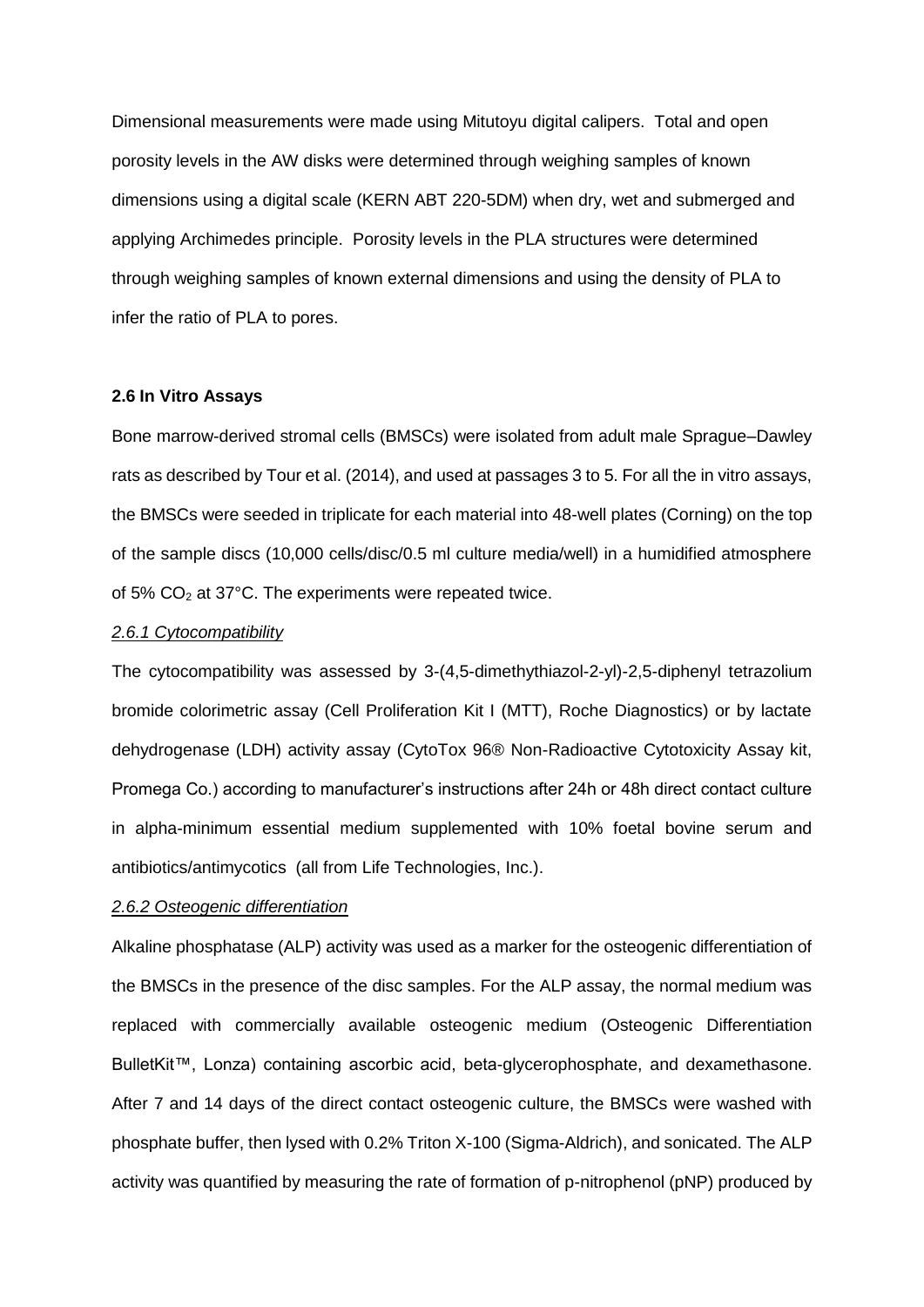Dimensional measurements were made using Mitutoyu digital calipers. Total and open porosity levels in the AW disks were determined through weighing samples of known dimensions using a digital scale (KERN ABT 220-5DM) when dry, wet and submerged and applying Archimedes principle. Porosity levels in the PLA structures were determined through weighing samples of known external dimensions and using the density of PLA to infer the ratio of PLA to pores.

**2.6 In Vitro Assays**

Bone marrow-derived stromal cells (BMSCs) were isolated from adult male Sprague–Dawley rats as described by Tour et al. (2014), and used at passages 3 to 5. For all the in vitro assays, the BMSCs were seeded in triplicate for each material into 48-well plates (Corning) on the top of the sample discs (10,000 cells/disc/0.5 ml culture media/well) in a humidified atmosphere of 5% $CO_2$ at 37°C. The experiments were repeated twice.

*2.6.1 Cytocompatibility*

The cytocompatibility was assessed by 3-(4,5-dimethythiazol-2-yl)-2,5-diphenyl tetrazolium bromide colorimetric assay (Cell Proliferation Kit I (MTT), Roche Diagnostics) or by lactate dehydrogenase (LDH) activity assay (CytoTox 96® Non-Radioactive Cytotoxicity Assay kit, Promega Co.) according to manufacturer's instructions after 24h or 48h direct contact culture in alpha-minimum essential medium supplemented with 10% foetal bovine serum and antibiotics/antimycotics (all from Life Technologies, Inc.).

*2.6.2 Osteogenic differentiation*

Alkaline phosphatase (ALP) activity was used as a marker for the osteogenic differentiation of the BMSCs in the presence of the disc samples. For the ALP assay, the normal medium was replaced with commercially available osteogenic medium (Osteogenic Differentiation BulletKit™, Lonza) containing ascorbic acid, beta-glycerophosphate, and dexamethasone. After 7 and 14 days of the direct contact osteogenic culture, the BMSCs were washed with phosphate buffer, then lysed with 0.2% Triton X-100 (Sigma-Aldrich), and sonicated. The ALP activity was quantified by measuring the rate of formation of p-nitrophenol (pNP) produced by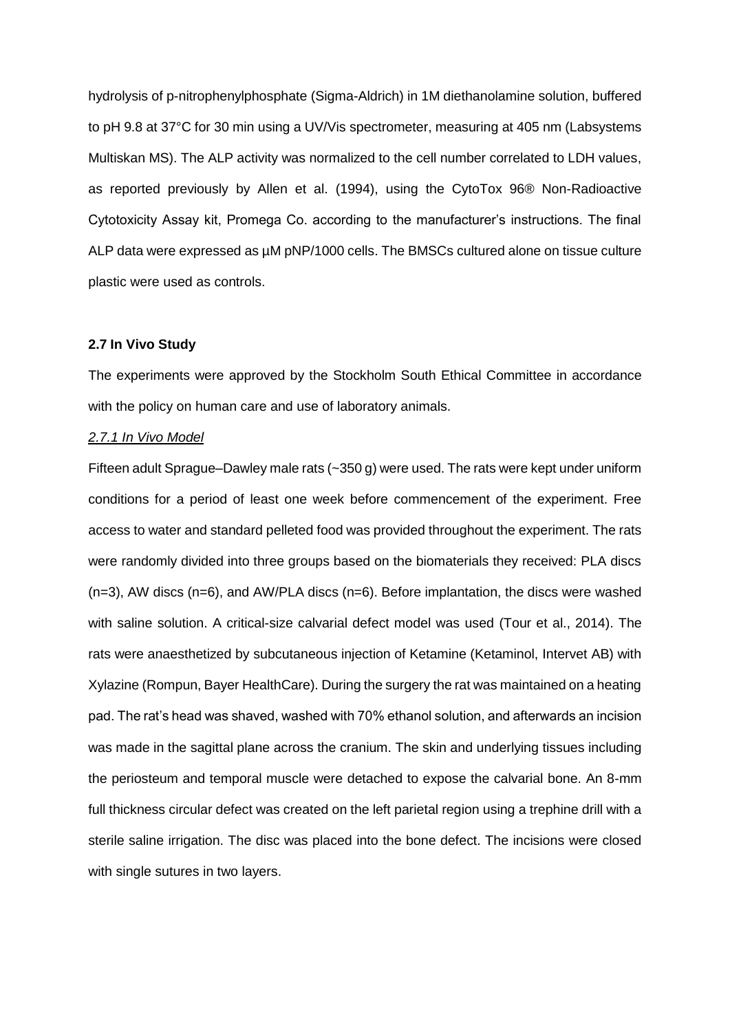hydrolysis of p-nitrophenylphosphate (Sigma-Aldrich) in 1M diethanolamine solution, buffered to pH 9.8 at 37°C for 30 min using a UV/Vis spectrometer, measuring at 405 nm (Labsystems Multiskan MS). The ALP activity was normalized to the cell number correlated to LDH values, as reported previously by Allen et al. (1994), using the CytoTox 96® Non-Radioactive Cytotoxicity Assay kit, Promega Co. according to the manufacturer's instructions. The final ALP data were expressed as µM pNP/1000 cells. The BMSCs cultured alone on tissue culture plastic were used as controls.

### 2.7 In Vivo Study

The experiments were approved by the Stockholm South Ethical Committee in accordance with the policy on human care and use of laboratory animals.

#### *2.7.1 In Vivo Model*

Fifteen adult Sprague–Dawley male rats (~350 g) were used. The rats were kept under uniform conditions for a period of least one week before commencement of the experiment. Free access to water and standard pelleted food was provided throughout the experiment. The rats were randomly divided into three groups based on the biomaterials they received: PLA discs (n=3), AW discs (n=6), and AW/PLA discs (n=6). Before implantation, the discs were washed with saline solution. A critical-size calvarial defect model was used (Tour et al., 2014). The rats were anaesthetized by subcutaneous injection of Ketamine (Ketaminol, Intervet AB) with Xylazine (Rompun, Bayer HealthCare). During the surgery the rat was maintained on a heating pad. The rat's head was shaved, washed with 70% ethanol solution, and afterwards an incision was made in the sagittal plane across the cranium. The skin and underlying tissues including the periosteum and temporal muscle were detached to expose the calvarial bone. An 8-mm full thickness circular defect was created on the left parietal region using a trephine drill with a sterile saline irrigation. The disc was placed into the bone defect. The incisions were closed with single sutures in two layers.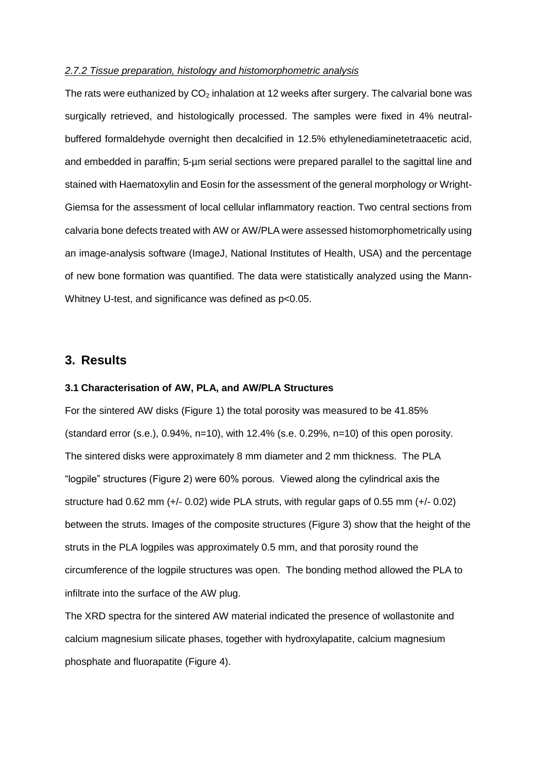*2.7.2 Tissue preparation, histology and histomorphometric analysis*

The rats were euthanized by $CO_2$ inhalation at 12 weeks after surgery. The calvarial bone was surgically retrieved, and histologically processed. The samples were fixed in 4% neutral-buffered formaldehyde overnight then decalcified in 12.5% ethylenediaminetetraacetic acid, and embedded in paraffin; 5-µm serial sections were prepared parallel to the sagittal line and stained with Haematoxylin and Eosin for the assessment of the general morphology or Wright-Giemsa for the assessment of local cellular inflammatory reaction. Two central sections from calvaria bone defects treated with AW or AW/PLA were assessed histomorphometrically using an image-analysis software (ImageJ, National Institutes of Health, USA) and the percentage of new bone formation was quantified. The data were statistically analyzed using the Mann-Whitney U-test, and significance was defined as $p<0.05$.

## 3. Results

### 3.1 Characterisation of AW, PLA, and AW/PLA Structures

For the sintered AW disks (Figure 1) the total porosity was measured to be 41.85% (standard error (s.e.), 0.94%, n=10), with 12.4% (s.e. 0.29%, n=10) of this open porosity. The sintered disks were approximately 8 mm diameter and 2 mm thickness. The PLA "logpile" structures (Figure 2) were 60% porous. Viewed along the cylindrical axis the structure had 0.62 mm (+/- 0.02) wide PLA struts, with regular gaps of 0.55 mm (+/- 0.02) between the struts. Images of the composite structures (Figure 3) show that the height of the struts in the PLA logpiles was approximately 0.5 mm, and that porosity round the circumference of the logpile structures was open. The bonding method allowed the PLA to infiltrate into the surface of the AW plug.

The XRD spectra for the sintered AW material indicated the presence of wollastonite and calcium magnesium silicate phases, together with hydroxylapatite, calcium magnesium phosphate and fluorapatite (Figure 4).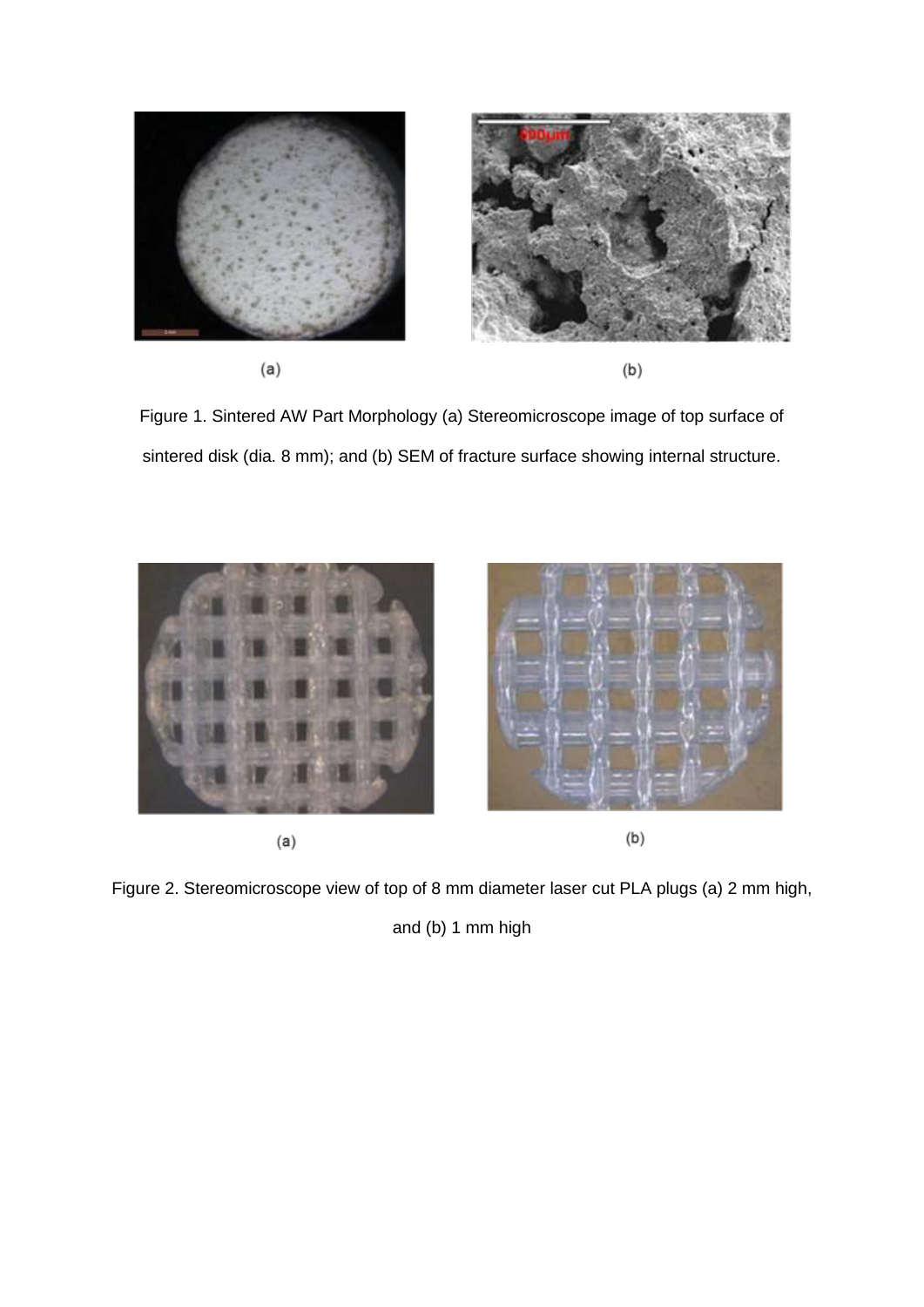(a)

(b)

Figure 1. Sintered AW Part Morphology (a) Stereomicroscope image of top surface of sintered disk (dia. 8 mm); and (b) SEM of fracture surface showing internal structure.

(a)

(b)

Figure 2. Stereomicroscope view of top of 8 mm diameter laser cut PLA plugs (a) 2 mm high, and (b) 1 mm high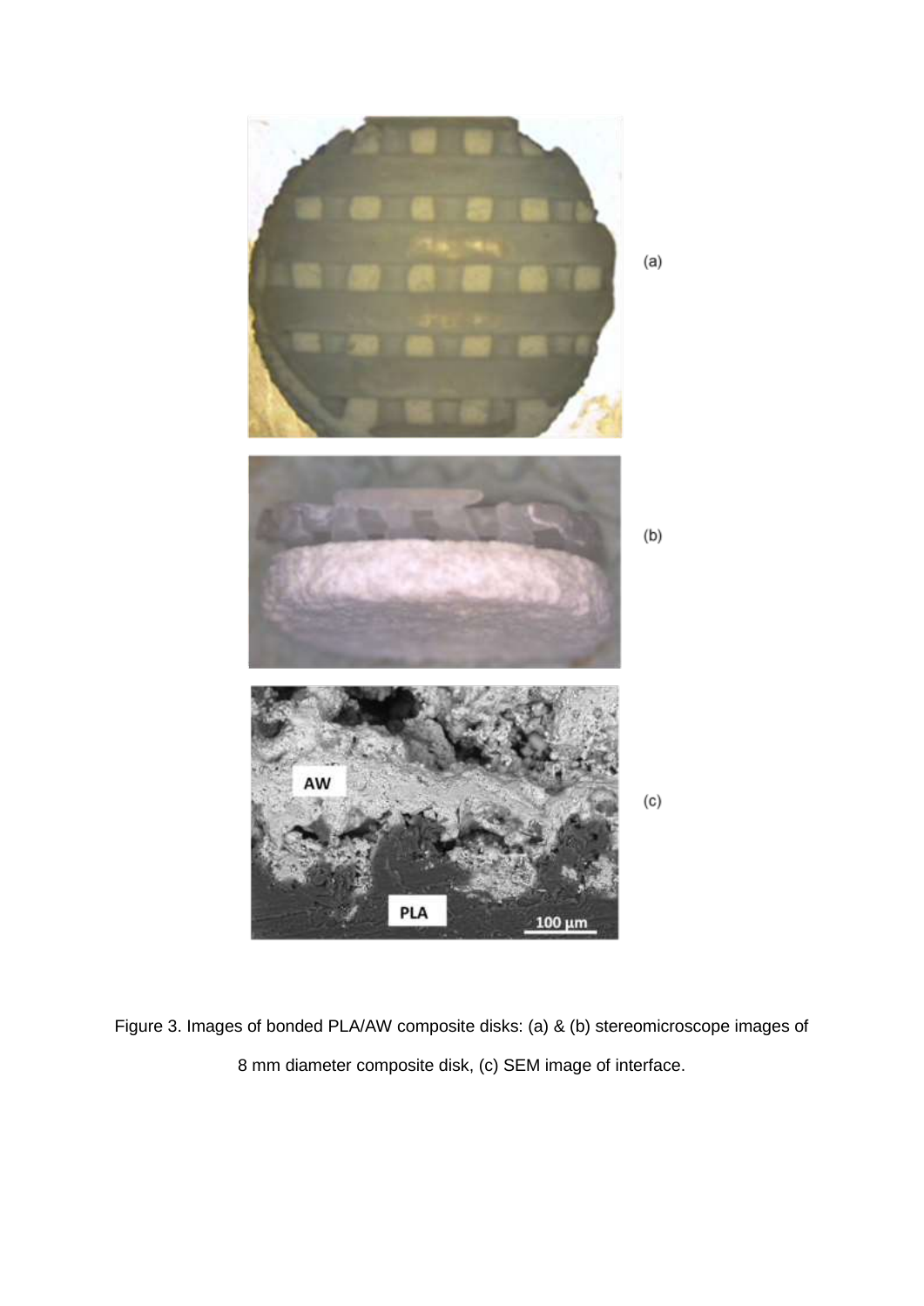Figure 3. Images of bonded PLA/AW composite disks: (a) & (b) stereomicroscope images of 8 mm diameter composite disk, (c) SEM image of interface.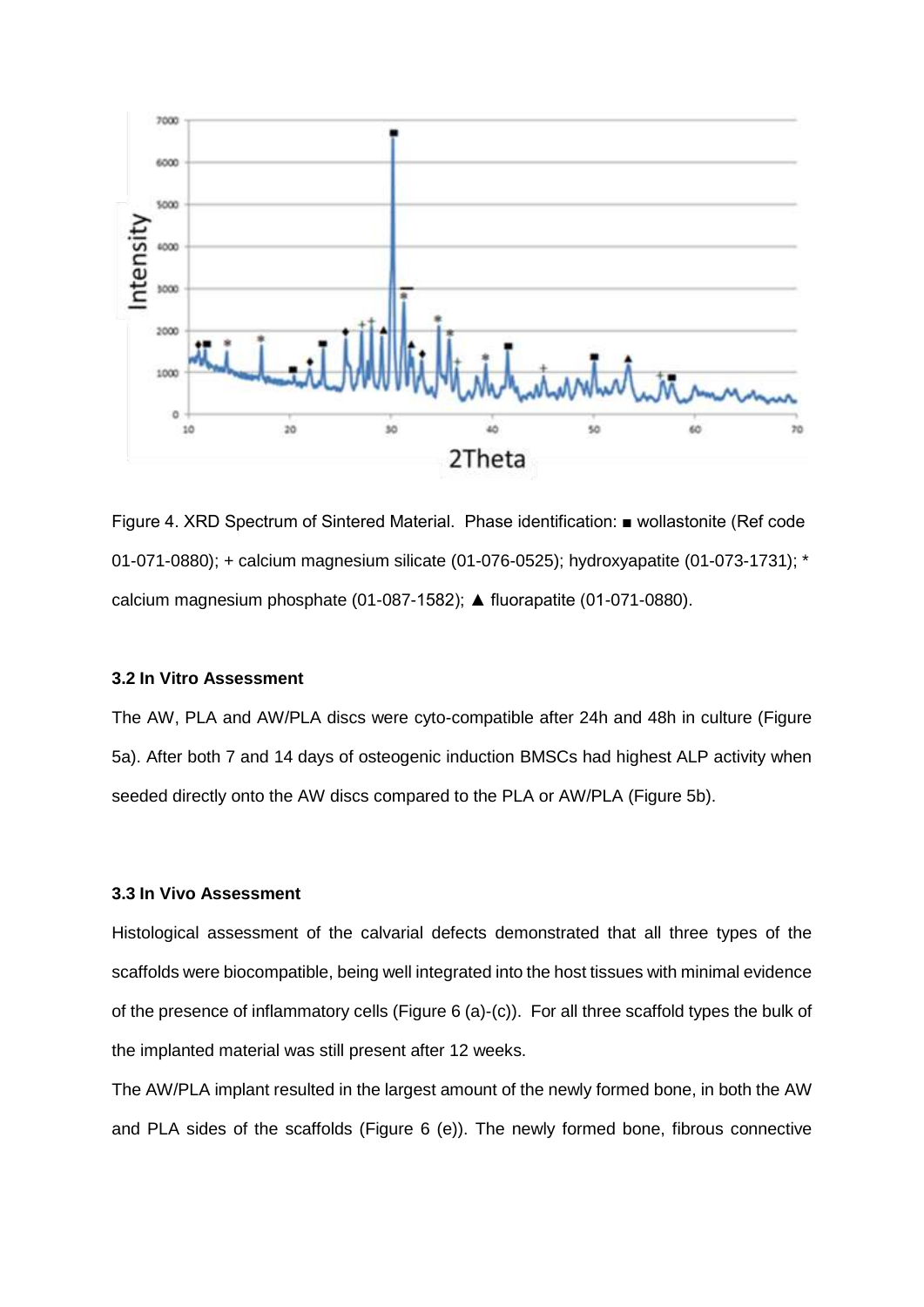Figure 4. XRD Spectrum of Sintered Material. Phase identification: ■ wollastonite (Ref code 01-071-0880); + calcium magnesium silicate (01-076-0525); hydroxyapatite (01-073-1731); * calcium magnesium phosphate (01-087-1582); ▲ fluorapatite (01-071-0880).

### 3.2 In Vitro Assessment

The AW, PLA and AW/PLA discs were cyto-compatible after 24h and 48h in culture (Figure 5a). After both 7 and 14 days of osteogenic induction BMSCs had highest ALP activity when seeded directly onto the AW discs compared to the PLA or AW/PLA (Figure 5b).

### 3.3 In Vivo Assessment

Histological assessment of the calvarial defects demonstrated that all three types of the scaffolds were biocompatible, being well integrated into the host tissues with minimal evidence of the presence of inflammatory cells (Figure 6 (a)-(c)). For all three scaffold types the bulk of the implanted material was still present after 12 weeks.

The AW/PLA implant resulted in the largest amount of the newly formed bone, in both the AW and PLA sides of the scaffolds (Figure 6 (e)). The newly formed bone, fibrous connective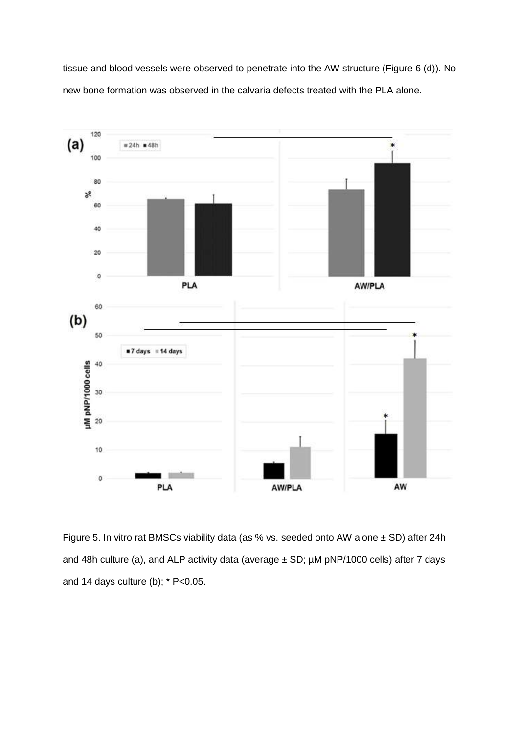tissue and blood vessels were observed to penetrate into the AW structure (Figure 6 (d)). No new bone formation was observed in the calvaria defects treated with the PLA alone.

Figure 5. In vitro rat BMSCs viability data (as % vs. seeded onto AW alone ± SD) after 24h and 48h culture (a), and ALP activity data (average ± SD; µM pNP/1000 cells) after 7 days and 14 days culture (b); * P<0.05.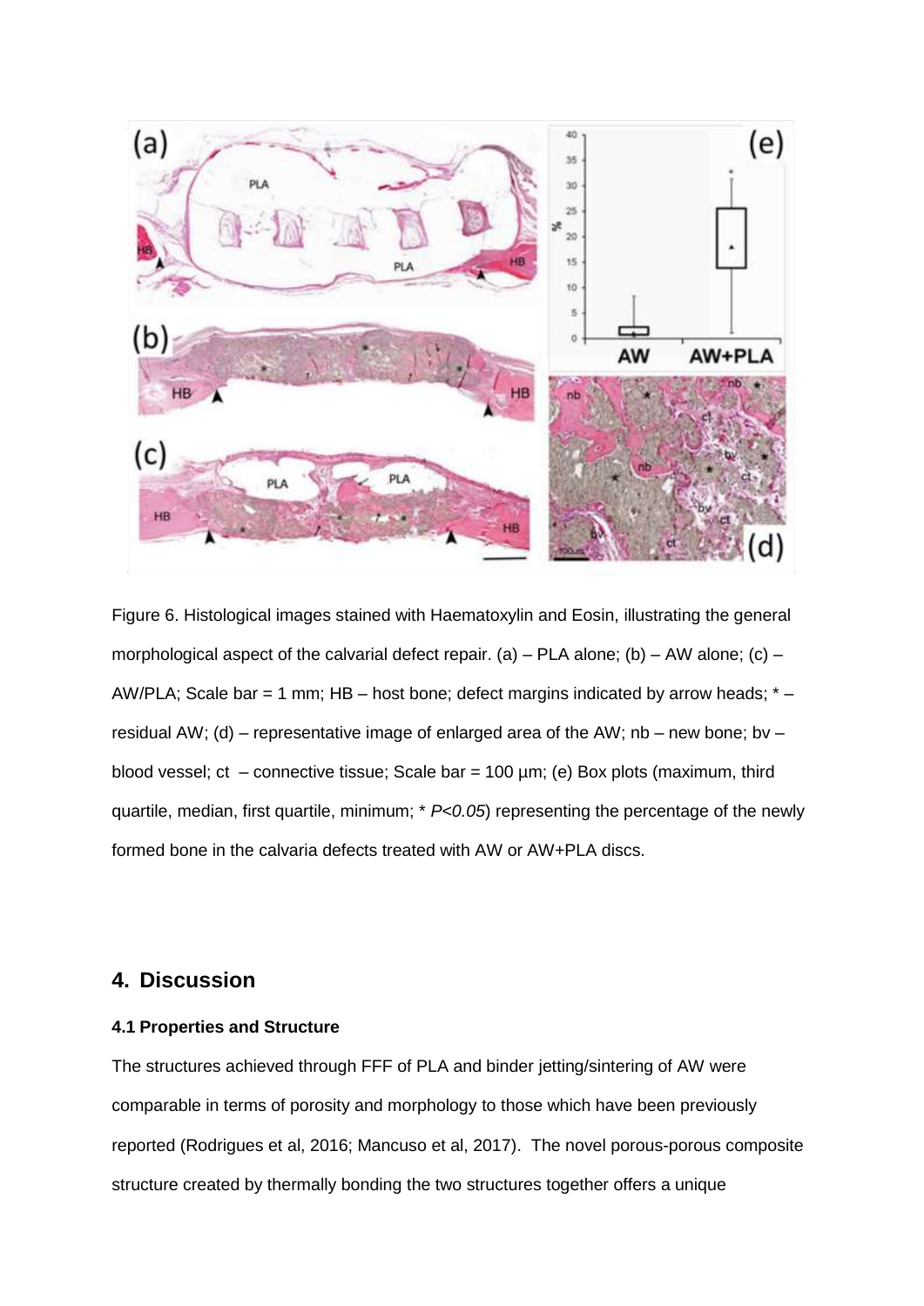Figure 6. Histological images stained with Haematoxylin and Eosin, illustrating the general morphological aspect of the calvarial defect repair. (a) – PLA alone; (b) – AW alone; (c) – AW/PLA; Scale bar = 1 mm; HB – host bone; defect margins indicated by arrow heads; * – residual AW; (d) – representative image of enlarged area of the AW; nb – new bone; bv – blood vessel; ct – connective tissue; Scale bar = 100 µm; (e) Box plots (maximum, third quartile, median, first quartile, minimum; * $P<0.05$) representing the percentage of the newly formed bone in the calvaria defects treated with AW or AW+PLA discs.

## 4. Discussion

### 4.1 Properties and Structure

The structures achieved through FFF of PLA and binder jetting/sintering of AW were comparable in terms of porosity and morphology to those which have been previously reported (Rodrigues et al, 2016; Mancuso et al, 2017). The novel porous-porous composite structure created by thermally bonding the two structures together offers a unique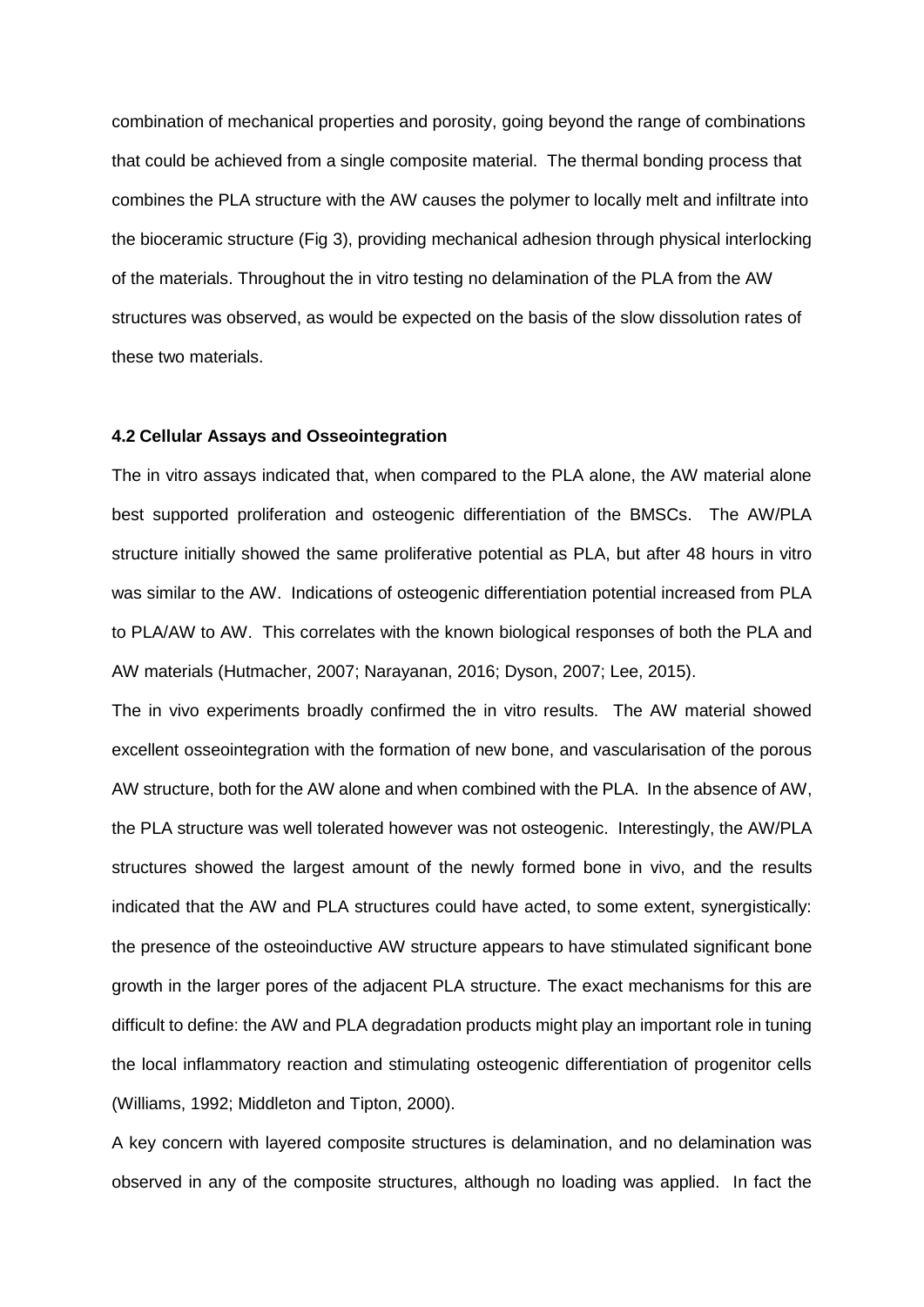combination of mechanical properties and porosity, going beyond the range of combinations that could be achieved from a single composite material. The thermal bonding process that combines the PLA structure with the AW causes the polymer to locally melt and infiltrate into the bioceramic structure (Fig 3), providing mechanical adhesion through physical interlocking of the materials. Throughout the in vitro testing no delamination of the PLA from the AW structures was observed, as would be expected on the basis of the slow dissolution rates of these two materials.

**4.2 Cellular Assays and Osseointegration**

The in vitro assays indicated that, when compared to the PLA alone, the AW material alone best supported proliferation and osteogenic differentiation of the BMSCs. The AW/PLA structure initially showed the same proliferative potential as PLA, but after 48 hours in vitro was similar to the AW. Indications of osteogenic differentiation potential increased from PLA to PLA/AW to AW. This correlates with the known biological responses of both the PLA and AW materials (Hutmacher, 2007; Narayanan, 2016; Dyson, 2007; Lee, 2015).

The in vivo experiments broadly confirmed the in vitro results. The AW material showed excellent osseointegration with the formation of new bone, and vascularisation of the porous AW structure, both for the AW alone and when combined with the PLA. In the absence of AW, the PLA structure was well tolerated however was not osteogenic. Interestingly, the AW/PLA structures showed the largest amount of the newly formed bone in vivo, and the results indicated that the AW and PLA structures could have acted, to some extent, synergistically: the presence of the osteoinductive AW structure appears to have stimulated significant bone growth in the larger pores of the adjacent PLA structure. The exact mechanisms for this are difficult to define: the AW and PLA degradation products might play an important role in tuning the local inflammatory reaction and stimulating osteogenic differentiation of progenitor cells (Williams, 1992; Middleton and Tipton, 2000).

A key concern with layered composite structures is delamination, and no delamination was observed in any of the composite structures, although no loading was applied. In fact the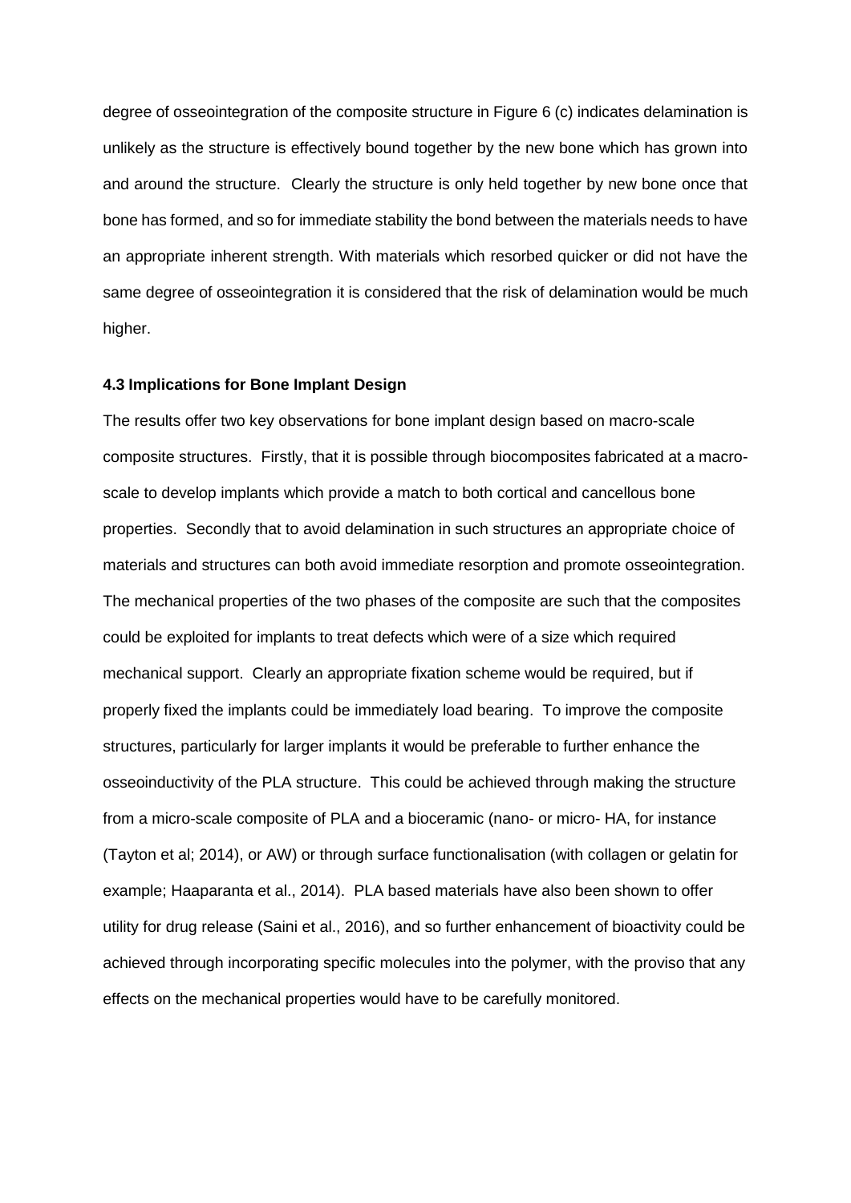degree of osseointegration of the composite structure in Figure 6 (c) indicates delamination is unlikely as the structure is effectively bound together by the new bone which has grown into and around the structure. Clearly the structure is only held together by new bone once that bone has formed, and so for immediate stability the bond between the materials needs to have an appropriate inherent strength. With materials which resorbed quicker or did not have the same degree of osseointegration it is considered that the risk of delamination would be much higher.

### 4.3 Implications for Bone Implant Design

The results offer two key observations for bone implant design based on macro-scale composite structures. Firstly, that it is possible through biocomposites fabricated at a macro-scale to develop implants which provide a match to both cortical and cancellous bone properties. Secondly that to avoid delamination in such structures an appropriate choice of materials and structures can both avoid immediate resorption and promote osseointegration. The mechanical properties of the two phases of the composite are such that the composites could be exploited for implants to treat defects which were of a size which required mechanical support. Clearly an appropriate fixation scheme would be required, but if properly fixed the implants could be immediately load bearing. To improve the composite structures, particularly for larger implants it would be preferable to further enhance the osseoinductivity of the PLA structure. This could be achieved through making the structure from a micro-scale composite of PLA and a bioceramic (nano- or micro- HA, for instance (Tayton et al; 2014), or AW) or through surface functionalisation (with collagen or gelatin for example; Haaparanta et al., 2014). PLA based materials have also been shown to offer utility for drug release (Saini et al., 2016), and so further enhancement of bioactivity could be achieved through incorporating specific molecules into the polymer, with the proviso that any effects on the mechanical properties would have to be carefully monitored.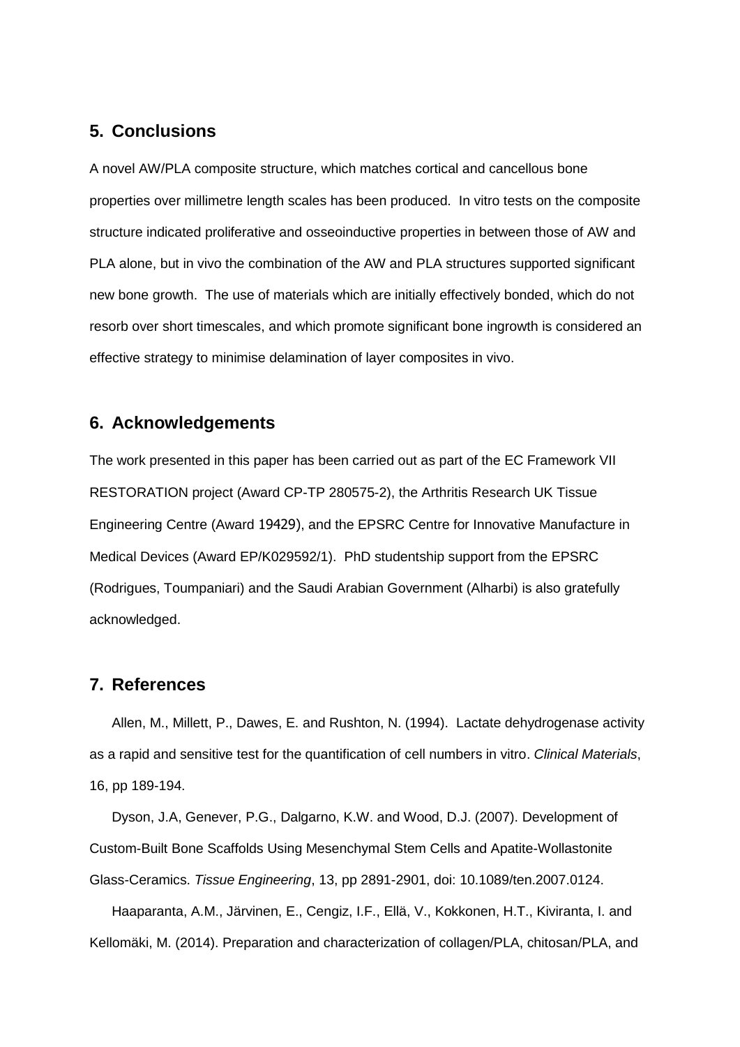## 5. Conclusions

A novel AW/PLA composite structure, which matches cortical and cancellous bone properties over millimetre length scales has been produced. In vitro tests on the composite structure indicated proliferative and osseoinductive properties in between those of AW and PLA alone, but in vivo the combination of the AW and PLA structures supported significant new bone growth. The use of materials which are initially effectively bonded, which do not resorb over short timescales, and which promote significant bone ingrowth is considered an effective strategy to minimise delamination of layer composites in vivo.

## 6. Acknowledgements

The work presented in this paper has been carried out as part of the EC Framework VII RESTORATION project (Award CP-TP 280575-2), the Arthritis Research UK Tissue Engineering Centre (Award 19429), and the EPSRC Centre for Innovative Manufacture in Medical Devices (Award EP/K029592/1). PhD studentship support from the EPSRC (Rodrigues, Toumpaniari) and the Saudi Arabian Government (Alharbi) is also gratefully acknowledged.

## 7. References

Allen, M., Millett, P., Dawes, E. and Rushton, N. (1994). Lactate dehydrogenase activity as a rapid and sensitive test for the quantification of cell numbers in vitro. *Clinical Materials*, 16, pp 189-194.

Dyson, J.A, Genever, P.G., Dalgarno, K.W. and Wood, D.J. (2007). Development of Custom-Built Bone Scaffolds Using Mesenchymal Stem Cells and Apatite-Wollastonite Glass-Ceramics. *Tissue Engineering*, 13, pp 2891-2901, doi: 10.1089/ten.2007.0124.

Haaparanta, A.M., Järvinen, E., Cengiz, I.F., Ellä, V., Kokkonen, H.T., Kiviranta, I. and Kellomäki, M. (2014). Preparation and characterization of collagen/PLA, chitosan/PLA, and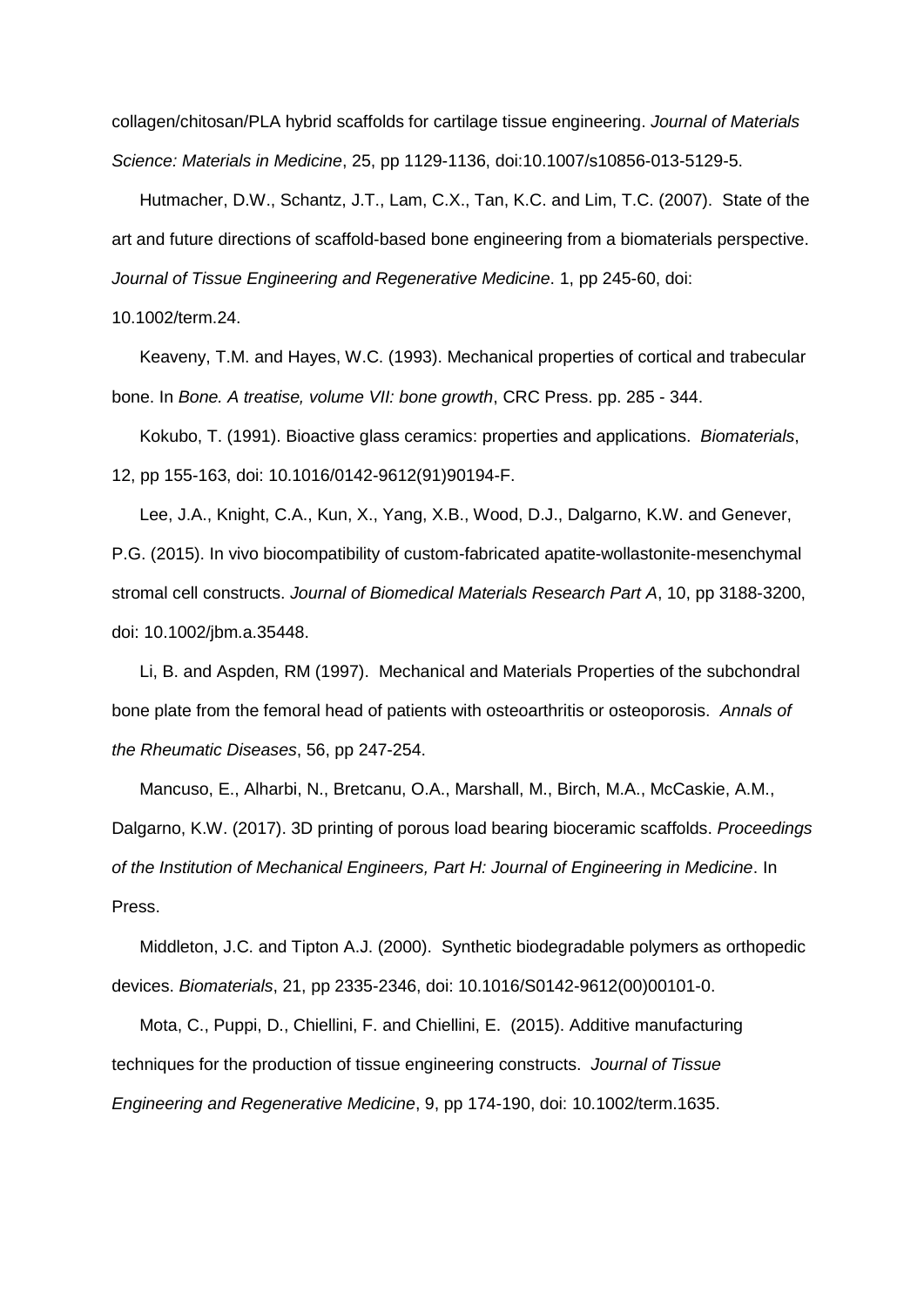collagen/chitosan/PLA hybrid scaffolds for cartilage tissue engineering. *Journal of Materials Science: Materials in Medicine*, 25, pp 1129-1136, doi:10.1007/s10856-013-5129-5.

Hutmacher, D.W., Schantz, J.T., Lam, C.X., Tan, K.C. and Lim, T.C. (2007). State of the art and future directions of scaffold-based bone engineering from a biomaterials perspective. *Journal of Tissue Engineering and Regenerative Medicine*. 1, pp 245-60, doi: 10.1002/term.24.

Keaveny, T.M. and Hayes, W.C. (1993). Mechanical properties of cortical and trabecular bone. In *Bone. A treatise, volume VII: bone growth*, CRC Press. pp. 285 - 344.

Kokubo, T. (1991). Bioactive glass ceramics: properties and applications. *Biomaterials*, 12, pp 155-163, doi: 10.1016/0142-9612(91)90194-F.

Lee, J.A., Knight, C.A., Kun, X., Yang, X.B., Wood, D.J., Dalgarno, K.W. and Genever, P.G. (2015). In vivo biocompatibility of custom-fabricated apatite-wollastonite-mesenchymal stromal cell constructs. *Journal of Biomedical Materials Research Part A*, 10, pp 3188-3200, doi: 10.1002/jbm.a.35448.

Li, B. and Aspden, RM (1997). Mechanical and Materials Properties of the subchondral bone plate from the femoral head of patients with osteoarthritis or osteoporosis. *Annals of the Rheumatic Diseases*, 56, pp 247-254.

Mancuso, E., Alharbi, N., Bretcanu, O.A., Marshall, M., Birch, M.A., McCaskie, A.M., Dalgarno, K.W. (2017). 3D printing of porous load bearing bioceramic scaffolds. *Proceedings of the Institution of Mechanical Engineers, Part H: Journal of Engineering in Medicine*. In Press.

Middleton, J.C. and Tipton A.J. (2000). Synthetic biodegradable polymers as orthopedic devices. *Biomaterials*, 21, pp 2335-2346, doi: 10.1016/S0142-9612(00)00101-0.

Mota, C., Puppi, D., Chiellini, F. and Chiellini, E. (2015). Additive manufacturing techniques for the production of tissue engineering constructs. *Journal of Tissue Engineering and Regenerative Medicine*, 9, pp 174-190, doi: 10.1002/term.1635.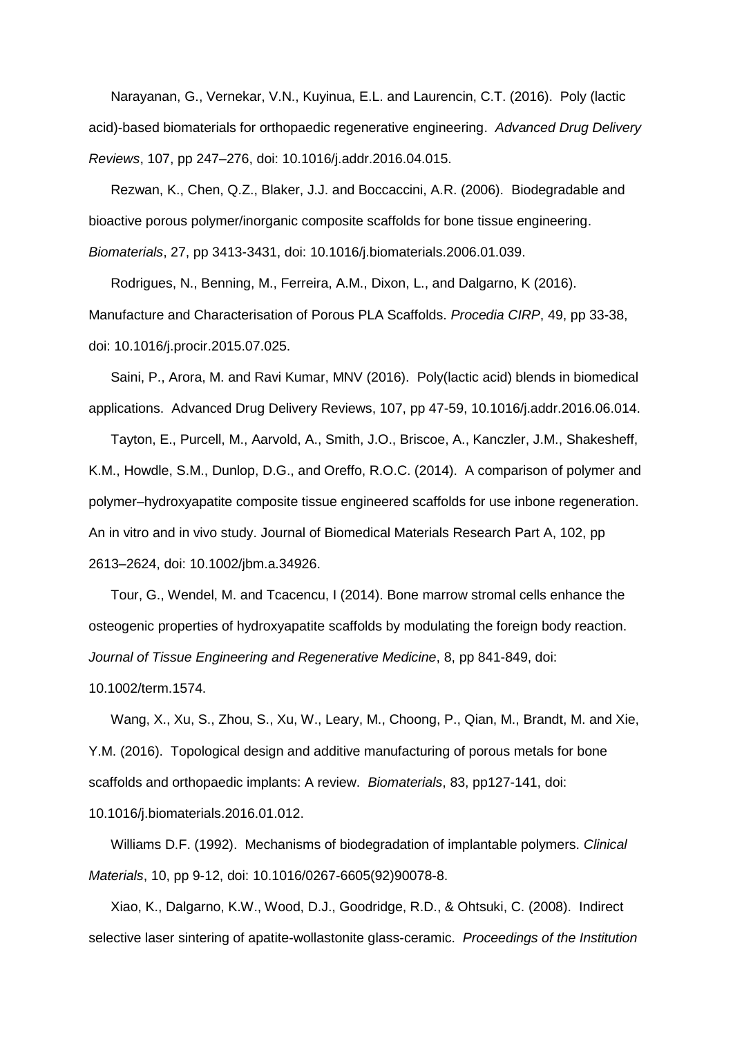Narayanan, G., Vernekar, V.N., Kuyinua, E.L. and Laurencin, C.T. (2016). Poly (lactic acid)-based biomaterials for orthopaedic regenerative engineering. *Advanced Drug Delivery Reviews*, 107, pp 247–276, doi: 10.1016/j.addr.2016.04.015.

Rezwan, K., Chen, Q.Z., Blaker, J.J. and Boccaccini, A.R. (2006). Biodegradable and bioactive porous polymer/inorganic composite scaffolds for bone tissue engineering. *Biomaterials*, 27, pp 3413-3431, doi: 10.1016/j.biomaterials.2006.01.039.

Rodrigues, N., Benning, M., Ferreira, A.M., Dixon, L., and Dalgarno, K (2016). Manufacture and Characterisation of Porous PLA Scaffolds. *Procedia CIRP*, 49, pp 33-38, doi: 10.1016/j.procir.2015.07.025.

Saini, P., Arora, M. and Ravi Kumar, MNV (2016). Poly(lactic acid) blends in biomedical applications. Advanced Drug Delivery Reviews, 107, pp 47-59, 10.1016/j.addr.2016.06.014.

Tayton, E., Purcell, M., Aarvold, A., Smith, J.O., Briscoe, A., Kanczler, J.M., Shakesheff, K.M., Howdle, S.M., Dunlop, D.G., and Oreffo, R.O.C. (2014). A comparison of polymer and polymer–hydroxyapatite composite tissue engineered scaffolds for use inbone regeneration. An in vitro and in vivo study. Journal of Biomedical Materials Research Part A, 102, pp 2613–2624, doi: 10.1002/jbm.a.34926.

Tour, G., Wendel, M. and Tcacencu, I (2014). Bone marrow stromal cells enhance the osteogenic properties of hydroxyapatite scaffolds by modulating the foreign body reaction. *Journal of Tissue Engineering and Regenerative Medicine*, 8, pp 841-849, doi: 10.1002/term.1574.

Wang, X., Xu, S., Zhou, S., Xu, W., Leary, M., Choong, P., Qian, M., Brandt, M. and Xie, Y.M. (2016). Topological design and additive manufacturing of porous metals for bone scaffolds and orthopaedic implants: A review. *Biomaterials*, 83, pp127-141, doi: 10.1016/j.biomaterials.2016.01.012.

Williams D.F. (1992). Mechanisms of biodegradation of implantable polymers. *Clinical Materials*, 10, pp 9-12, doi: 10.1016/0267-6605(92)90078-8.

Xiao, K., Dalgarno, K.W., Wood, D.J., Goodridge, R.D., & Ohtsuki, C. (2008). Indirect selective laser sintering of apatite-wollastonite glass-ceramic. *Proceedings of the Institution*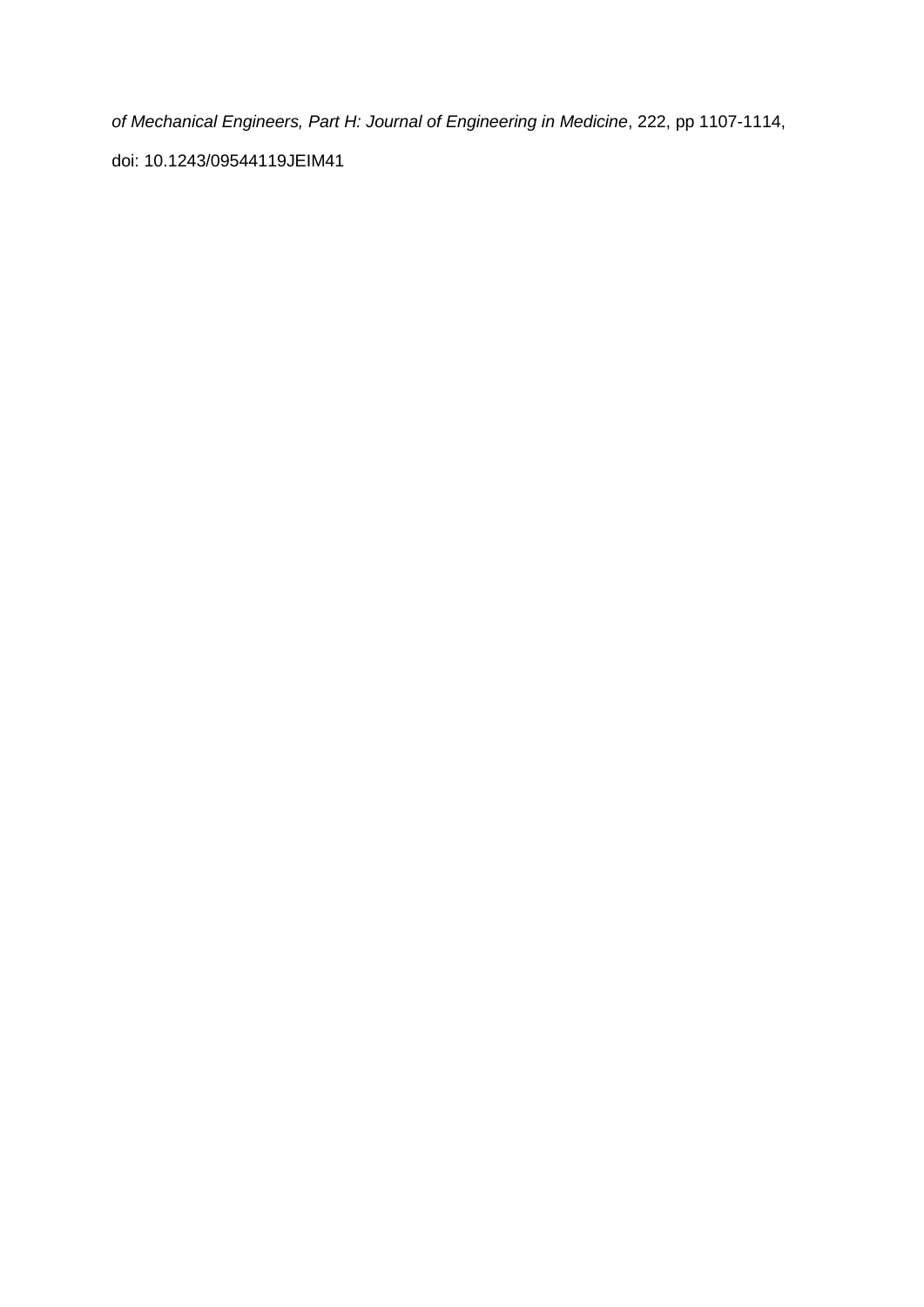*of Mechanical Engineers, Part H: Journal of Engineering in Medicine*, 222, pp 1107-1114, doi: 10.1243/09544119JEIM41